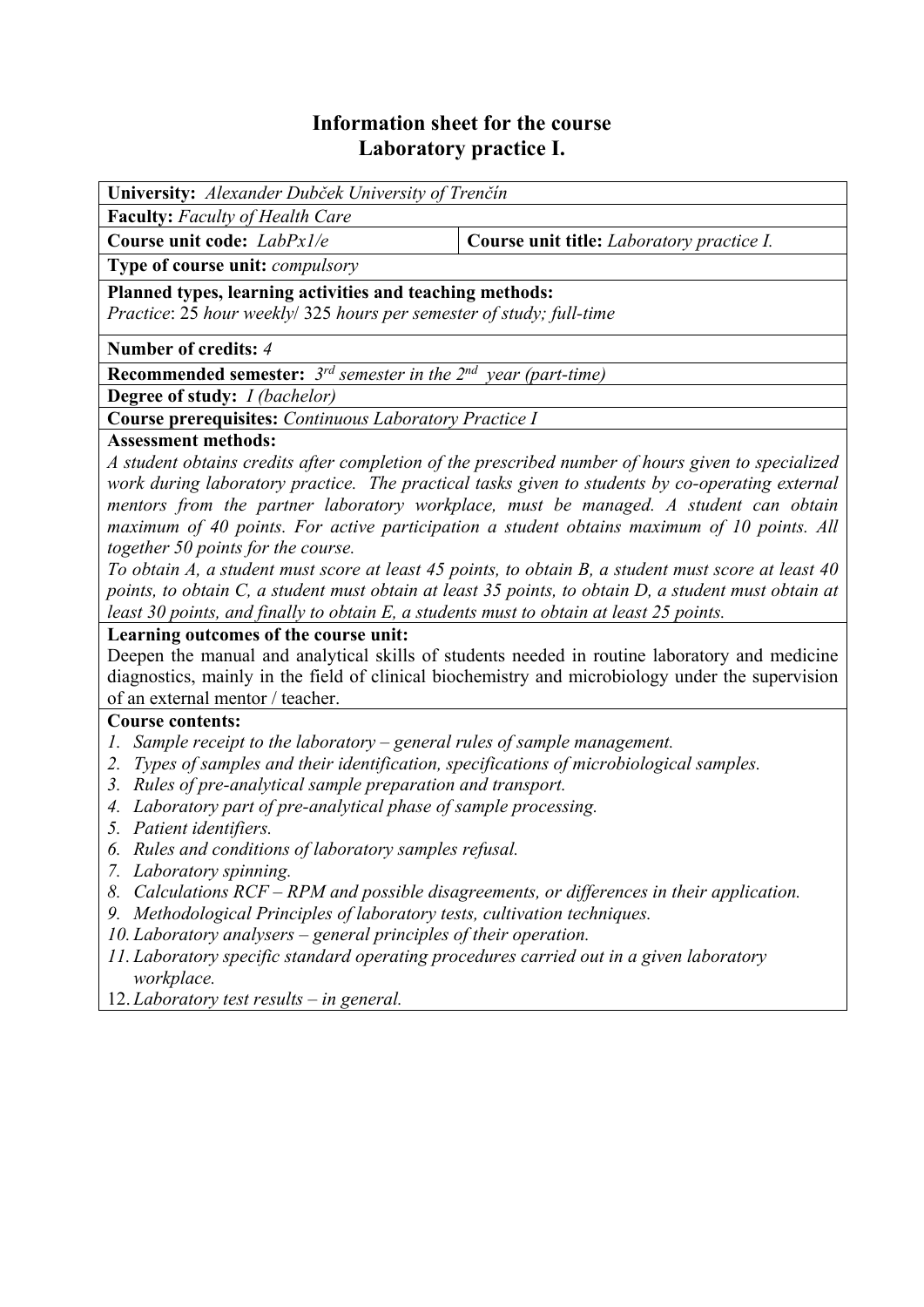# Information sheet for the course
# Laboratory practice I.

**University:** *Alexander Dubček University of Trenčín*

**Faculty:** *Faculty of Health Care*

| **Course unit code:** *LabPx1/e* | **Course unit title:** *Laboratory practice I.* |
|---|---|

**Type of course unit:** *compulsory*

**Planned types, learning activities and teaching methods:**
*Practice*: 25 *hour weekly*/ 325 *hours per semester of study; full-time*

**Number of credits:** *4*

**Recommended semester:** *3rd semester in the 2nd year (part-time)*

**Degree of study:** *I (bachelor)*

**Course prerequisites:** *Continuous Laboratory Practice I*

**Assessment methods:**
*A student obtains credits after completion of the prescribed number of hours given to specialized work during laboratory practice. The practical tasks given to students by co-operating external mentors from the partner laboratory workplace, must be managed. A student can obtain maximum of 40 points. For active participation a student obtains maximum of 10 points. All together 50 points for the course.*
*To obtain A, a student must score at least 45 points, to obtain B, a student must score at least 40 points, to obtain C, a student must obtain at least 35 points, to obtain D, a student must obtain at least 30 points, and finally to obtain E, a students must to obtain at least 25 points.*

**Learning outcomes of the course unit:**
Deepen the manual and analytical skills of students needed in routine laboratory and medicine diagnostics, mainly in the field of clinical biochemistry and microbiology under the supervision of an external mentor / teacher.

**Course contents:**
1. *Sample receipt to the laboratory – general rules of sample management.*
2. *Types of samples and their identification, specifications of microbiological samples.*
3. *Rules of pre-analytical sample preparation and transport.*
4. *Laboratory part of pre-analytical phase of sample processing.*
5. *Patient identifiers.*
6. *Rules and conditions of laboratory samples refusal.*
7. *Laboratory spinning.*
8. *Calculations RCF – RPM and possible disagreements, or differences in their application.*
9. *Methodological Principles of laboratory tests, cultivation techniques.*
10. *Laboratory analysers – general principles of their operation.*
11. *Laboratory specific standard operating procedures carried out in a given laboratory workplace.*
12. *Laboratory test results – in general.*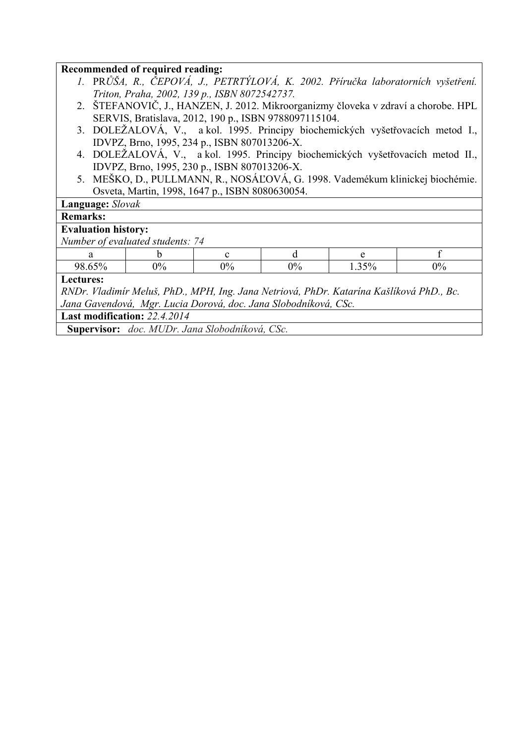**Recommended of required reading:**

1. *PRŮŠA, R., ČEPOVÁ, J., PETRTÝLOVÁ, K. 2002. Příručka laboratorních vyšetření. Triton, Praha, 2002, 139 p., ISBN 8072542737.*
2. ŠTEFANOVIČ, J., HANZEN, J. 2012. Mikroorganizmy človeka v zdraví a chorobe. HPL SERVIS, Bratislava, 2012, 190 p., ISBN 9788097115104.
3. DOLEŽALOVÁ, V., a kol. 1995. Principy biochemických vyšetřovacích metod I., IDVPZ, Brno, 1995, 234 p., ISBN 807013206-X.
4. DOLEŽALOVÁ, V., a kol. 1995. Principy biochemických vyšetřovacích metod II., IDVPZ, Brno, 1995, 230 p., ISBN 807013206-X.
5. MEŠKO, D., PULLMANN, R., NOSÁĽOVÁ, G. 1998. Vademékum klinickej biochémie. Osveta, Martin, 1998, 1647 p., ISBN 8080630054.

**Language:** *Slovak*

**Remarks:**

**Evaluation history:**

*Number of evaluated students: 74*

| a | b | c | d | e | f |
|---|---|---|---|---|---|
| 98.65% | 0% | 0% | 0% | 1.35% | 0% |

**Lectures:**

*RNDr. Vladimír Meluš, PhD., MPH, Ing. Jana Netriová, PhDr. Katarína Kašlíková PhD., Bc. Jana Gavendová, Mgr. Lucia Dorová, doc. Jana Slobodníková, CSc.*

**Last modification:** *22.4.2014*

**Supervisor:** *doc. MUDr. Jana Slobodníková, CSc.*